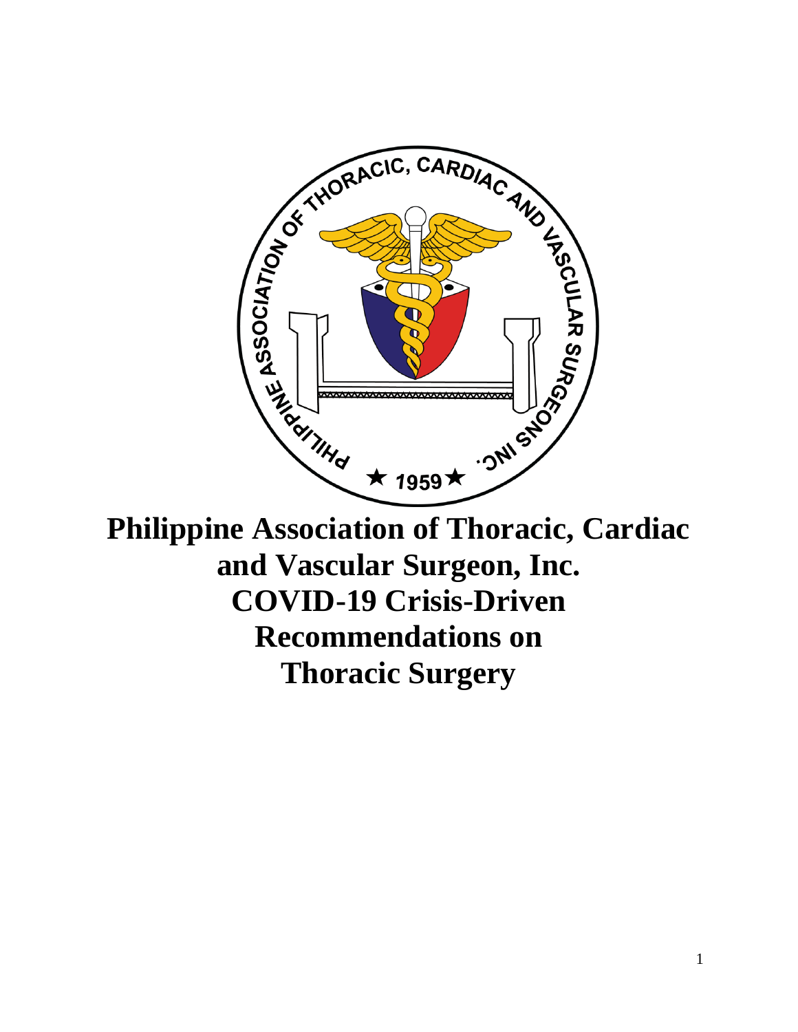# Philippine Association of Thoracic, Cardiac and Vascular Surgeon, Inc. COVID-19 Crisis-Driven Recommendations on Thoracic Surgery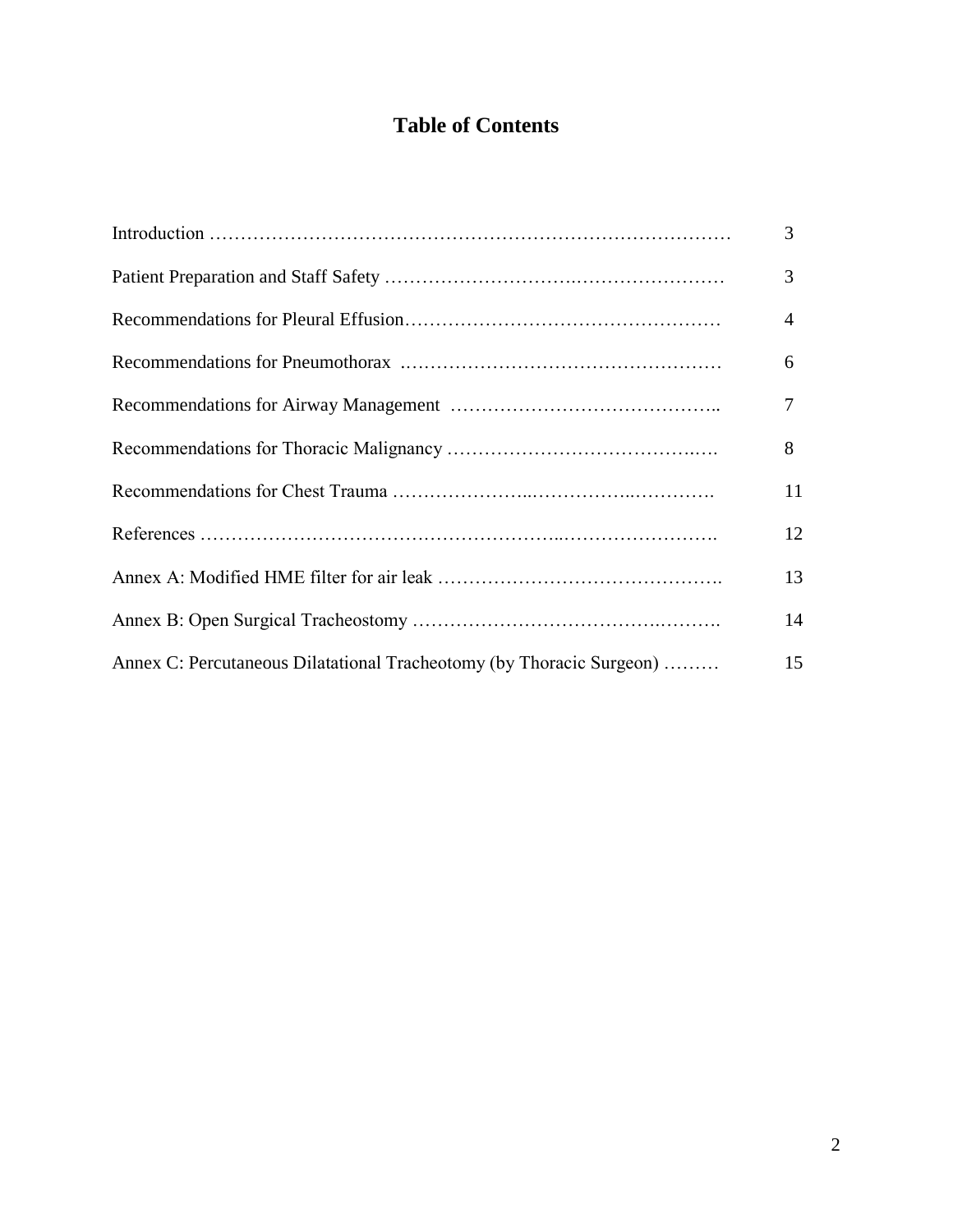# Table of Contents

| | |
|---|---|
| Introduction | 3 |
| Patient Preparation and Staff Safety | 3 |
| Recommendations for Pleural Effusion | 4 |
| Recommendations for Pneumothorax | 6 |
| Recommendations for Airway Management | 7 |
| Recommendations for Thoracic Malignancy | 8 |
| Recommendations for Chest Trauma | 11 |
| References | 12 |
| Annex A: Modified HME filter for air leak | 13 |
| Annex B: Open Surgical Tracheostomy | 14 |
| Annex C: Percutaneous Dilatational Tracheotomy (by Thoracic Surgeon) | 15 |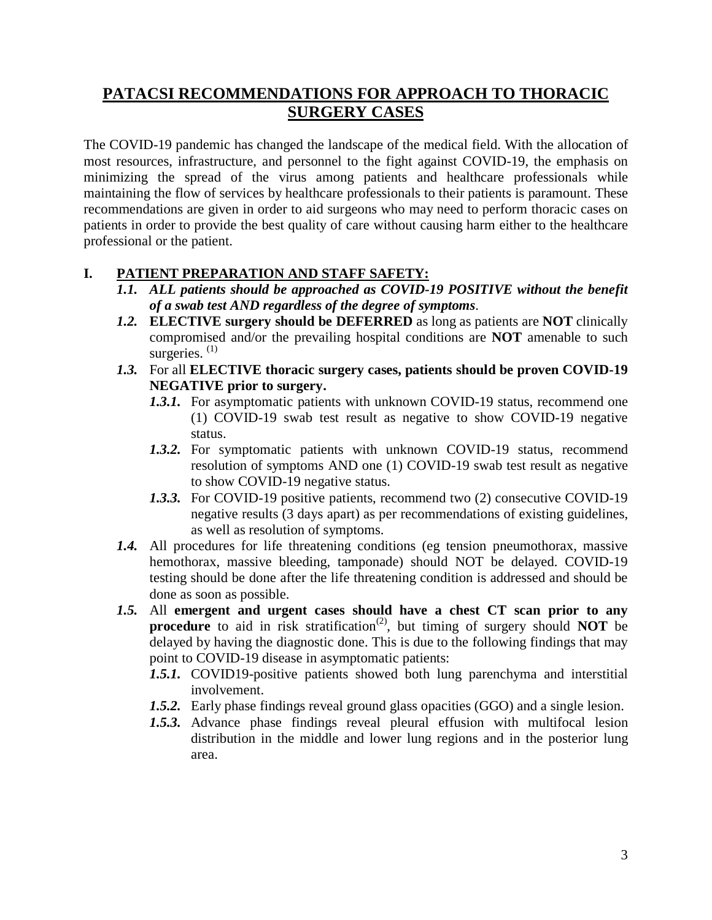# PATACSI RECOMMENDATIONS FOR APPROACH TO THORACIC SURGERY CASES

The COVID-19 pandemic has changed the landscape of the medical field. With the allocation of most resources, infrastructure, and personnel to the fight against COVID-19, the emphasis on minimizing the spread of the virus among patients and healthcare professionals while maintaining the flow of services by healthcare professionals to their patients is paramount. These recommendations are given in order to aid surgeons who may need to perform thoracic cases on patients in order to provide the best quality of care without causing harm either to the healthcare professional or the patient.

## I. PATIENT PREPARATION AND STAFF SAFETY:

***1.1.*** ***ALL patients should be approached as COVID-19 POSITIVE without the benefit of a swab test AND regardless of the degree of symptoms***.

***1.2.*** **ELECTIVE surgery should be DEFERRED** as long as patients are **NOT** clinically compromised and/or the prevailing hospital conditions are **NOT** amenable to such surgeries. [1]

***1.3.*** For all **ELECTIVE thoracic surgery cases, patients should be proven COVID-19 NEGATIVE prior to surgery.**

- ***1.3.1.*** For asymptomatic patients with unknown COVID-19 status, recommend one (1) COVID-19 swab test result as negative to show COVID-19 negative status.
- ***1.3.2.*** For symptomatic patients with unknown COVID-19 status, recommend resolution of symptoms AND one (1) COVID-19 swab test result as negative to show COVID-19 negative status.
- ***1.3.3.*** For COVID-19 positive patients, recommend two (2) consecutive COVID-19 negative results (3 days apart) as per recommendations of existing guidelines, as well as resolution of symptoms.

***1.4.*** All procedures for life threatening conditions (eg tension pneumothorax, massive hemothorax, massive bleeding, tamponade) should NOT be delayed. COVID-19 testing should be done after the life threatening condition is addressed and should be done as soon as possible.

***1.5.*** All **emergent and urgent cases should have a chest CT scan prior to any procedure** to aid in risk stratification[2], but timing of surgery should **NOT** be delayed by having the diagnostic done. This is due to the following findings that may point to COVID-19 disease in asymptomatic patients:

- ***1.5.1.*** COVID19-positive patients showed both lung parenchyma and interstitial involvement.
- ***1.5.2.*** Early phase findings reveal ground glass opacities (GGO) and a single lesion.
- ***1.5.3.*** Advance phase findings reveal pleural effusion with multifocal lesion distribution in the middle and lower lung regions and in the posterior lung area.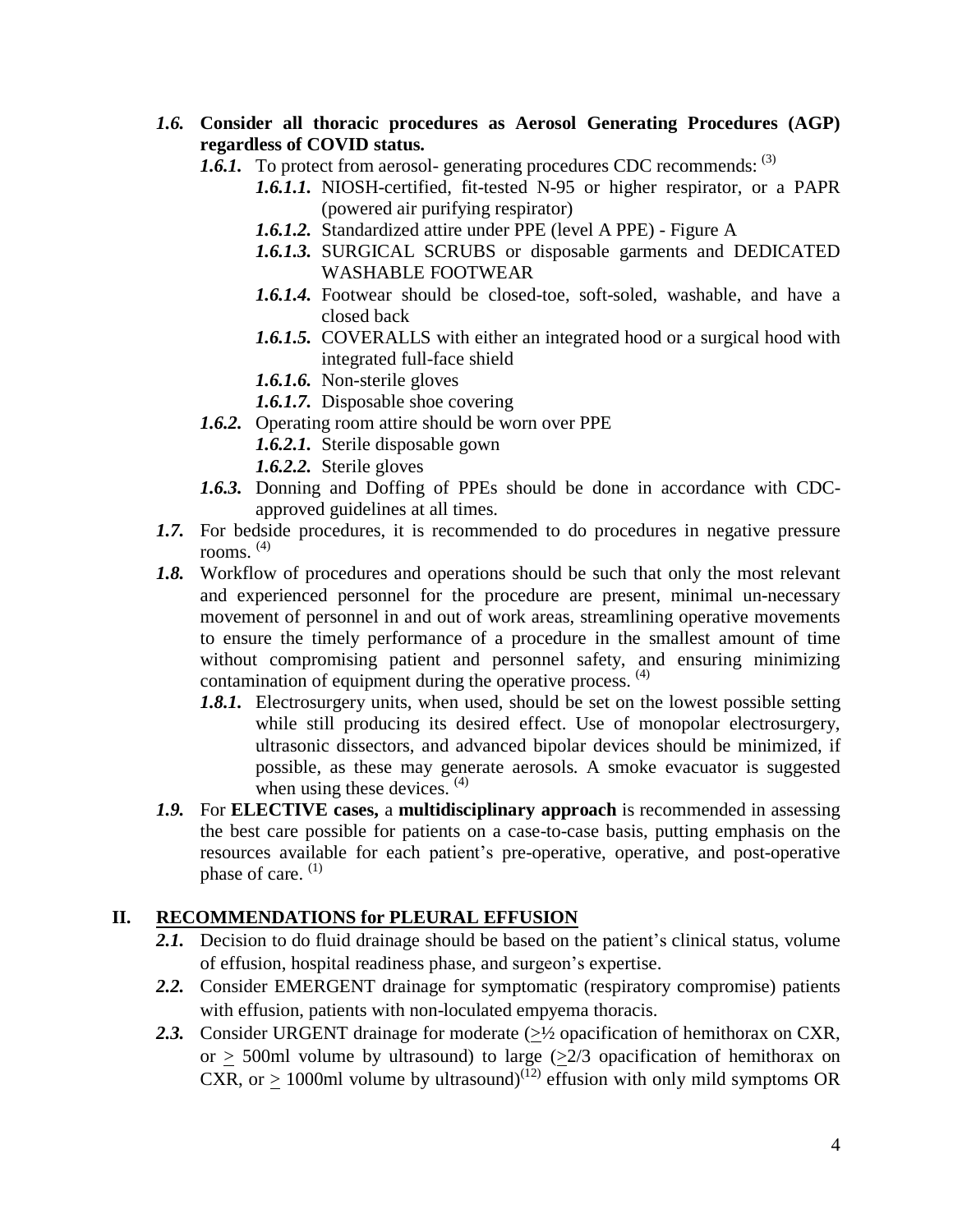*1.6.* **Consider all thoracic procedures as Aerosol Generating Procedures (AGP) regardless of COVID status.**

- *1.6.1.* To protect from aerosol- generating procedures CDC recommends: [3]
  - *1.6.1.1.* NIOSH-certified, fit-tested N-95 or higher respirator, or a PAPR (powered air purifying respirator)
  - *1.6.1.2.* Standardized attire under PPE (level A PPE) - Figure A
  - *1.6.1.3.* SURGICAL SCRUBS or disposable garments and DEDICATED WASHABLE FOOTWEAR
  - *1.6.1.4.* Footwear should be closed-toe, soft-soled, washable, and have a closed back
  - *1.6.1.5.* COVERALLS with either an integrated hood or a surgical hood with integrated full-face shield
  - *1.6.1.6.* Non-sterile gloves
  - *1.6.1.7.* Disposable shoe covering
- *1.6.2.* Operating room attire should be worn over PPE
  - *1.6.2.1.* Sterile disposable gown
  - *1.6.2.2.* Sterile gloves
- *1.6.3.* Donning and Doffing of PPEs should be done in accordance with CDC-approved guidelines at all times.

*1.7.* For bedside procedures, it is recommended to do procedures in negative pressure rooms. [4]

*1.8.* Workflow of procedures and operations should be such that only the most relevant and experienced personnel for the procedure are present, minimal un-necessary movement of personnel in and out of work areas, streamlining operative movements to ensure the timely performance of a procedure in the smallest amount of time without compromising patient and personnel safety, and ensuring minimizing contamination of equipment during the operative process. [4]

- *1.8.1.* Electrosurgery units, when used, should be set on the lowest possible setting while still producing its desired effect. Use of monopolar electrosurgery, ultrasonic dissectors, and advanced bipolar devices should be minimized, if possible, as these may generate aerosols. A smoke evacuator is suggested when using these devices. [4]

*1.9.* For **ELECTIVE cases,** a **multidisciplinary approach** is recommended in assessing the best care possible for patients on a case-to-case basis, putting emphasis on the resources available for each patient's pre-operative, operative, and post-operative phase of care. [1]

## II. RECOMMENDATIONS for PLEURAL EFFUSION

*2.1.* Decision to do fluid drainage should be based on the patient's clinical status, volume of effusion, hospital readiness phase, and surgeon's expertise.

*2.2.* Consider EMERGENT drainage for symptomatic (respiratory compromise) patients with effusion, patients with non-loculated empyema thoracis.

*2.3.* Consider URGENT drainage for moderate ($\geq$½ opacification of hemithorax on CXR, or $\geq$ 500ml volume by ultrasound) to large ($\geq$2/3 opacification of hemithorax on CXR, or $\geq$ 1000ml volume by ultrasound)[12] effusion with only mild symptoms OR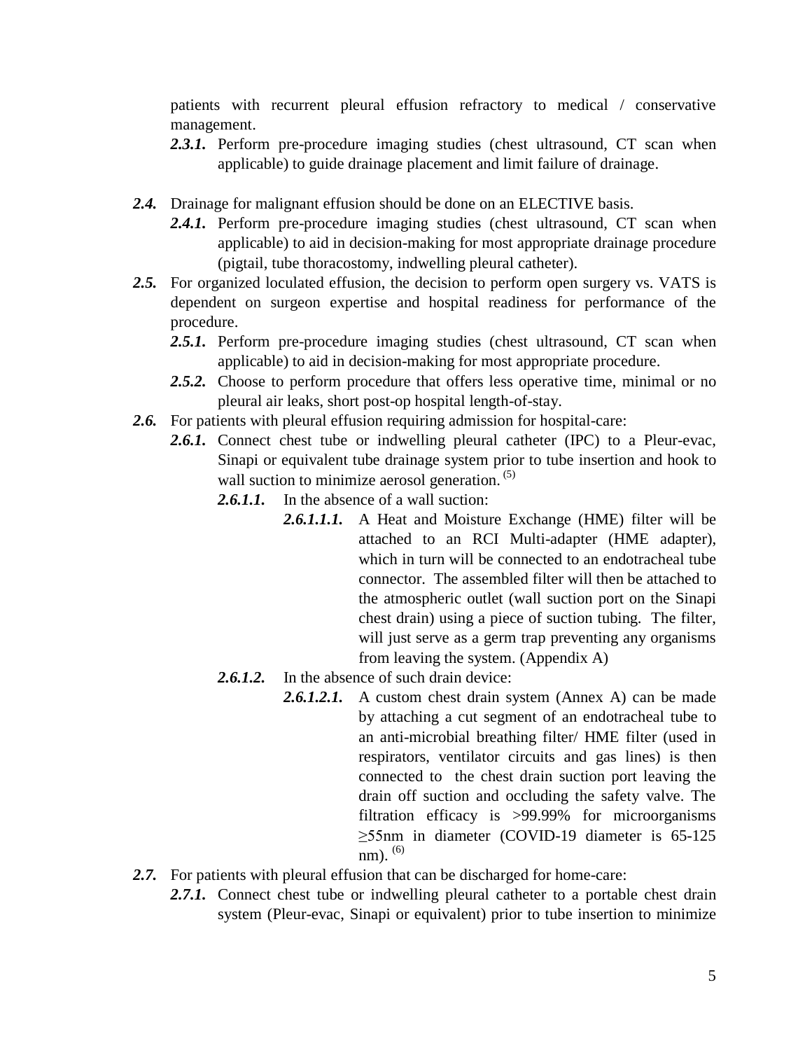patients with recurrent pleural effusion refractory to medical / conservative management.

***2.3.1.*** Perform pre-procedure imaging studies (chest ultrasound, CT scan when applicable) to guide drainage placement and limit failure of drainage.

***2.4.*** Drainage for malignant effusion should be done on an ELECTIVE basis.

***2.4.1.*** Perform pre-procedure imaging studies (chest ultrasound, CT scan when applicable) to aid in decision-making for most appropriate drainage procedure (pigtail, tube thoracostomy, indwelling pleural catheter).

***2.5.*** For organized loculated effusion, the decision to perform open surgery vs. VATS is dependent on surgeon expertise and hospital readiness for performance of the procedure.

***2.5.1.*** Perform pre-procedure imaging studies (chest ultrasound, CT scan when applicable) to aid in decision-making for most appropriate procedure.

***2.5.2.*** Choose to perform procedure that offers less operative time, minimal or no pleural air leaks, short post-op hospital length-of-stay.

***2.6.*** For patients with pleural effusion requiring admission for hospital-care:

***2.6.1.*** Connect chest tube or indwelling pleural catheter (IPC) to a Pleur-evac, Sinapi or equivalent tube drainage system prior to tube insertion and hook to wall suction to minimize aerosol generation. [5]

***2.6.1.1.*** In the absence of a wall suction:

***2.6.1.1.1.*** A Heat and Moisture Exchange (HME) filter will be attached to an RCI Multi-adapter (HME adapter), which in turn will be connected to an endotracheal tube connector. The assembled filter will then be attached to the atmospheric outlet (wall suction port on the Sinapi chest drain) using a piece of suction tubing. The filter, will just serve as a germ trap preventing any organisms from leaving the system. (Appendix A)

***2.6.1.2.*** In the absence of such drain device:

***2.6.1.2.1.*** A custom chest drain system (Annex A) can be made by attaching a cut segment of an endotracheal tube to an anti-microbial breathing filter/ HME filter (used in respirators, ventilator circuits and gas lines) is then connected to the chest drain suction port leaving the drain off suction and occluding the safety valve. The filtration efficacy is >99.99% for microorganisms ≥55nm in diameter (COVID-19 diameter is 65-125 nm). [6]

***2.7.*** For patients with pleural effusion that can be discharged for home-care:

***2.7.1.*** Connect chest tube or indwelling pleural catheter to a portable chest drain system (Pleur-evac, Sinapi or equivalent) prior to tube insertion to minimize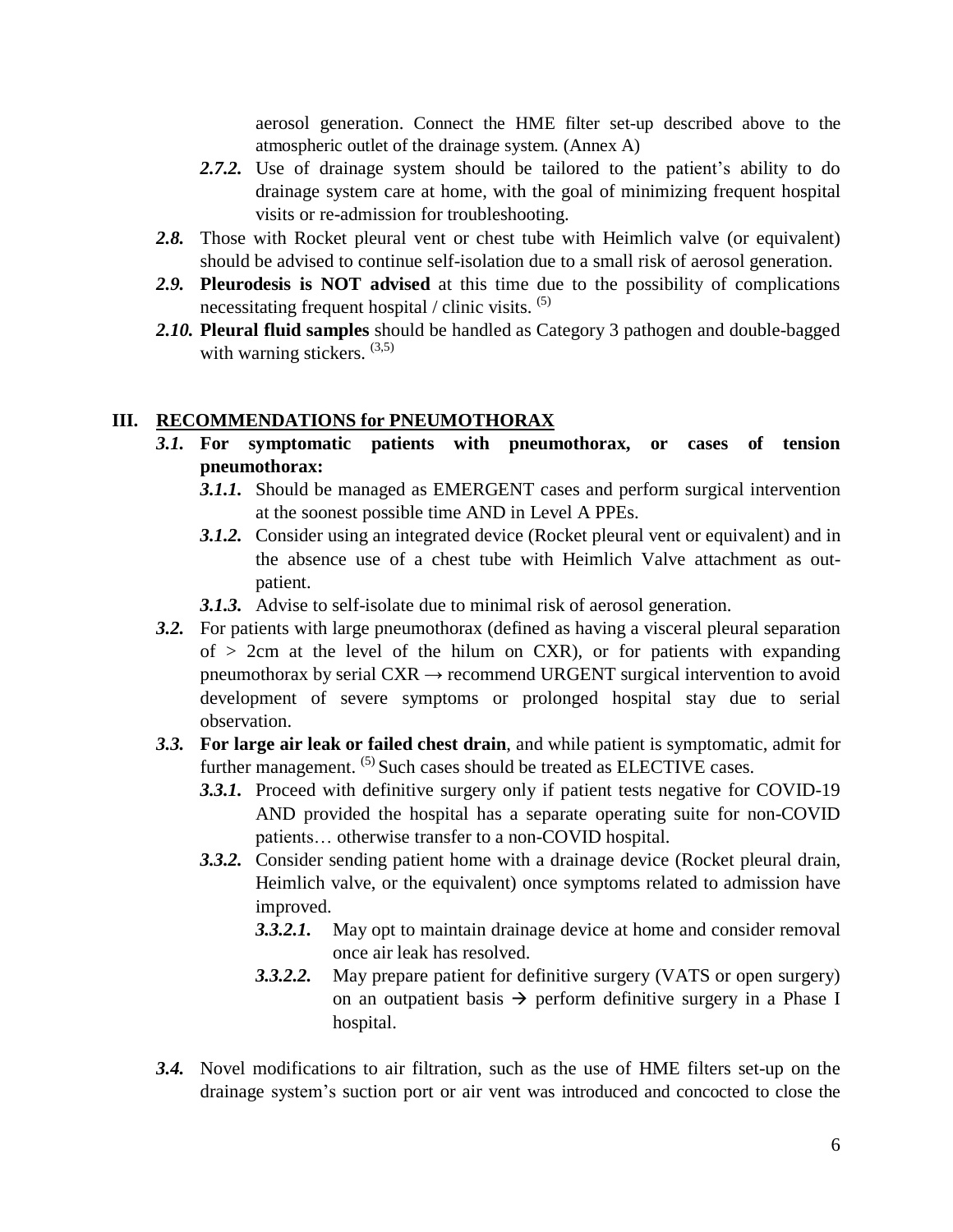aerosol generation. Connect the HME filter set-up described above to the atmospheric outlet of the drainage system. (Annex A)

- ***2.7.2.*** Use of drainage system should be tailored to the patient's ability to do drainage system care at home, with the goal of minimizing frequent hospital visits or re-admission for troubleshooting.

***2.8.*** Those with Rocket pleural vent or chest tube with Heimlich valve (or equivalent) should be advised to continue self-isolation due to a small risk of aerosol generation.

***2.9.*** **Pleurodesis is NOT advised** at this time due to the possibility of complications necessitating frequent hospital / clinic visits. [5]

***2.10.*** **Pleural fluid samples** should be handled as Category 3 pathogen and double-bagged with warning stickers. [3,5]

## III. RECOMMENDATIONS for PNEUMOTHORAX

***3.1.*** **For symptomatic patients with pneumothorax, or cases of tension pneumothorax:**

- ***3.1.1.*** Should be managed as EMERGENT cases and perform surgical intervention at the soonest possible time AND in Level A PPEs.
- ***3.1.2.*** Consider using an integrated device (Rocket pleural vent or equivalent) and in the absence use of a chest tube with Heimlich Valve attachment as out-patient.
- ***3.1.3.*** Advise to self-isolate due to minimal risk of aerosol generation.

***3.2.*** For patients with large pneumothorax (defined as having a visceral pleural separation of > 2cm at the level of the hilum on CXR), or for patients with expanding pneumothorax by serial CXR → recommend URGENT surgical intervention to avoid development of severe symptoms or prolonged hospital stay due to serial observation.

***3.3.*** **For large air leak or failed chest drain**, and while patient is symptomatic, admit for further management. [5] Such cases should be treated as ELECTIVE cases.

- ***3.3.1.*** Proceed with definitive surgery only if patient tests negative for COVID-19 AND provided the hospital has a separate operating suite for non-COVID patients… otherwise transfer to a non-COVID hospital.
- ***3.3.2.*** Consider sending patient home with a drainage device (Rocket pleural drain, Heimlich valve, or the equivalent) once symptoms related to admission have improved.
  - ***3.3.2.1.*** May opt to maintain drainage device at home and consider removal once air leak has resolved.
  - ***3.3.2.2.*** May prepare patient for definitive surgery (VATS or open surgery) on an outpatient basis → perform definitive surgery in a Phase I hospital.

***3.4.*** Novel modifications to air filtration, such as the use of HME filters set-up on the drainage system's suction port or air vent was introduced and concocted to close the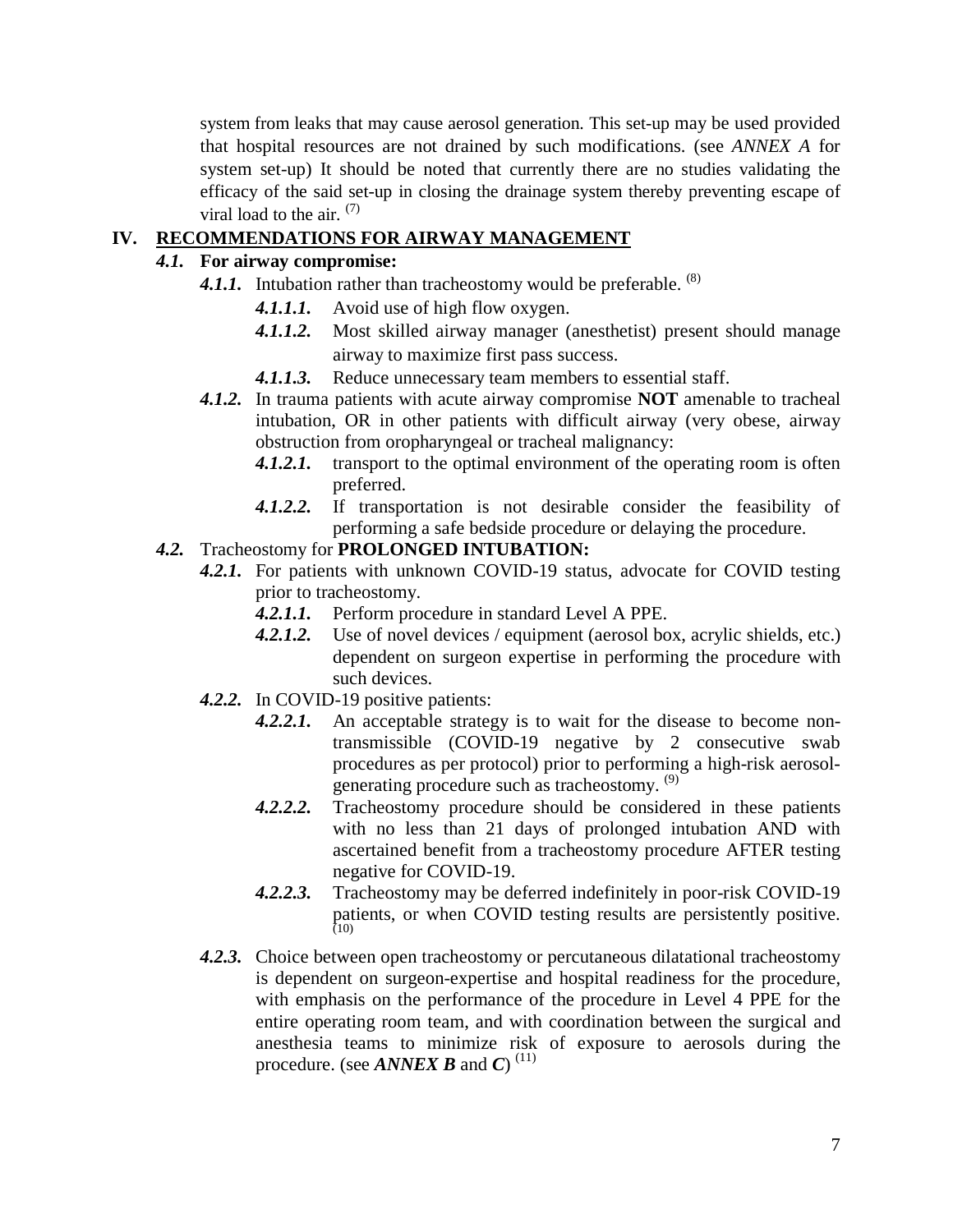system from leaks that may cause aerosol generation. This set-up may be used provided that hospital resources are not drained by such modifications. (see *ANNEX A* for system set-up) It should be noted that currently there are no studies validating the efficacy of the said set-up in closing the drainage system thereby preventing escape of viral load to the air. [7]

## IV. RECOMMENDATIONS FOR AIRWAY MANAGEMENT

***4.1.*** **For airway compromise:**

- ***4.1.1.*** Intubation rather than tracheostomy would be preferable. [8]
  - ***4.1.1.1.*** Avoid use of high flow oxygen.
  - ***4.1.1.2.*** Most skilled airway manager (anesthetist) present should manage airway to maximize first pass success.
  - ***4.1.1.3.*** Reduce unnecessary team members to essential staff.
- ***4.1.2.*** In trauma patients with acute airway compromise **NOT** amenable to tracheal intubation, OR in other patients with difficult airway (very obese, airway obstruction from oropharyngeal or tracheal malignancy:
  - ***4.1.2.1.*** transport to the optimal environment of the operating room is often preferred.
  - ***4.1.2.2.*** If transportation is not desirable consider the feasibility of performing a safe bedside procedure or delaying the procedure.

***4.2.*** Tracheostomy for **PROLONGED INTUBATION:**

- ***4.2.1.*** For patients with unknown COVID-19 status, advocate for COVID testing prior to tracheostomy.
  - ***4.2.1.1.*** Perform procedure in standard Level A PPE.
  - ***4.2.1.2.*** Use of novel devices / equipment (aerosol box, acrylic shields, etc.) dependent on surgeon expertise in performing the procedure with such devices.
- ***4.2.2.*** In COVID-19 positive patients:
  - ***4.2.2.1.*** An acceptable strategy is to wait for the disease to become non-transmissible (COVID-19 negative by 2 consecutive swab procedures as per protocol) prior to performing a high-risk aerosol-generating procedure such as tracheostomy. [9]
  - ***4.2.2.2.*** Tracheostomy procedure should be considered in these patients with no less than 21 days of prolonged intubation AND with ascertained benefit from a tracheostomy procedure AFTER testing negative for COVID-19.
  - ***4.2.2.3.*** Tracheostomy may be deferred indefinitely in poor-risk COVID-19 patients, or when COVID testing results are persistently positive. [10]
- ***4.2.3.*** Choice between open tracheostomy or percutaneous dilatational tracheostomy is dependent on surgeon-expertise and hospital readiness for the procedure, with emphasis on the performance of the procedure in Level 4 PPE for the entire operating room team, and with coordination between the surgical and anesthesia teams to minimize risk of exposure to aerosols during the procedure. (see ***ANNEX B*** and ***C***) [11]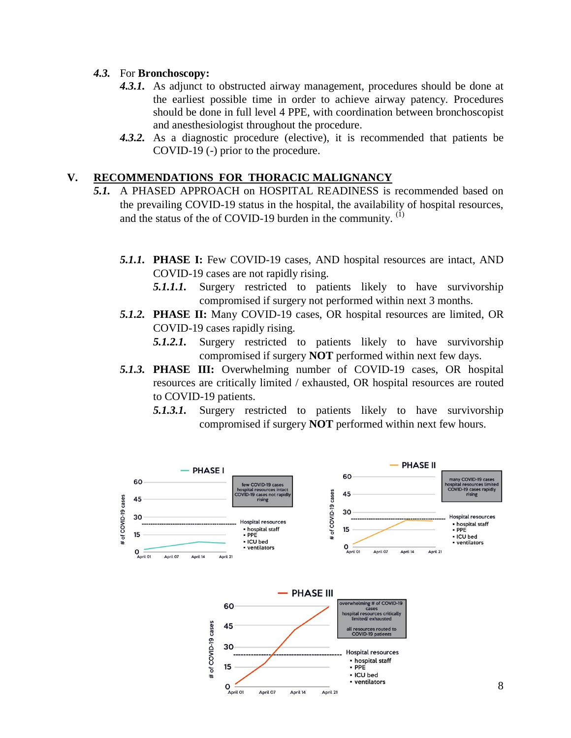*4.3.* For **Bronchoscopy:**

*4.3.1.* As adjunct to obstructed airway management, procedures should be done at the earliest possible time in order to achieve airway patency. Procedures should be done in full level 4 PPE, with coordination between bronchoscopist and anesthesiologist throughout the procedure.

*4.3.2.* As a diagnostic procedure (elective), it is recommended that patients be COVID-19 (-) prior to the procedure.

## V. RECOMMENDATIONS FOR THORACIC MALIGNANCY

*5.1.* A PHASED APPROACH on HOSPITAL READINESS is recommended based on the prevailing COVID-19 status in the hospital, the availability of hospital resources, and the status of the of COVID-19 burden in the community. [1]

*5.1.1.* **PHASE I:** Few COVID-19 cases, AND hospital resources are intact, AND COVID-19 cases are not rapidly rising.

*5.1.1.1.* Surgery restricted to patients likely to have survivorship compromised if surgery not performed within next 3 months.

*5.1.2.* **PHASE II:** Many COVID-19 cases, OR hospital resources are limited, OR COVID-19 cases rapidly rising.

*5.1.2.1.* Surgery restricted to patients likely to have survivorship compromised if surgery **NOT** performed within next few days.

*5.1.3.* **PHASE III:** Overwhelming number of COVID-19 cases, OR hospital resources are critically limited / exhausted, OR hospital resources are routed to COVID-19 patients.

*5.1.3.1.* Surgery restricted to patients likely to have survivorship compromised if surgery **NOT** performed within next few hours.

**PHASE I** — few COVID-19 cases; hospital resources intact; COVID-19 cases not rapidly rising. Hospital resources: hospital staff, PPE, ICU bed, ventilators. (# of COVID-19 cases, April 01 – April 21)

**PHASE II** — many COVID-19 cases; hospital resources limited; COVID-19 cases rapidly rising. Hospital resources: hospital staff, PPE, ICU bed, ventilators. (# of COVID-19 cases, April 01 – April 21)

**PHASE III** — overwhelming # of COVID-19 cases; hospital resources critically limited/ exhausted; all resources routed to COVID-19 patients. Hospital resources: hospital staff, PPE, ICU bed, ventilators. (# of COVID-19 cases, April 01 – April 21)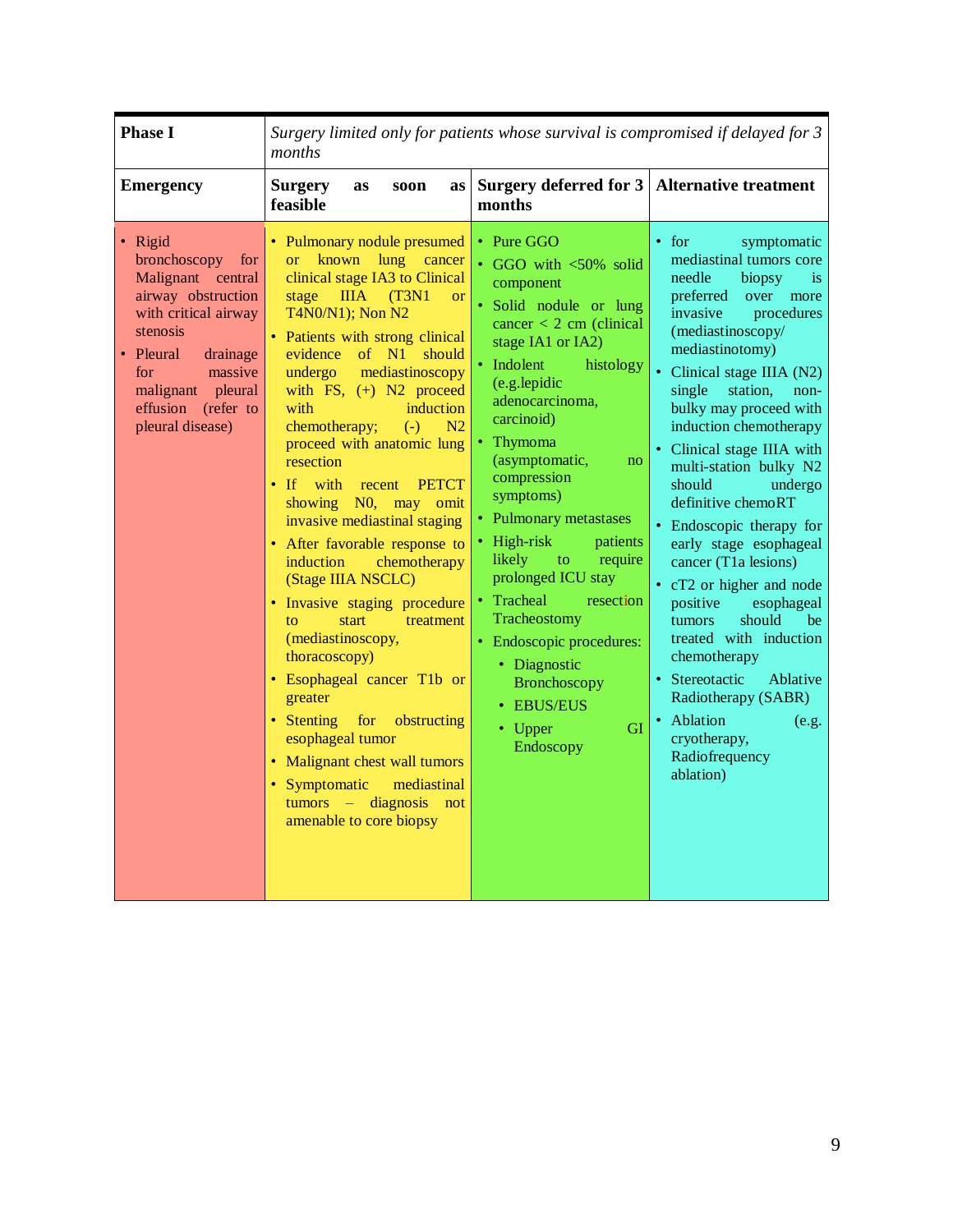| **Phase I** | *Surgery limited only for patients whose survival is compromised if delayed for 3 months* | | |
|---|---|---|---|
| **Emergency** | **Surgery as soon as feasible** | **Surgery deferred for 3 months** | **Alternative treatment** |
| • Rigid bronchoscopy for Malignant central airway obstruction with critical airway stenosis<br>• Pleural drainage for massive malignant pleural effusion (refer to pleural disease) | • Pulmonary nodule presumed or known lung cancer clinical stage IA3 to Clinical stage IIIA (T3N1 or T4N0/N1); Non N2<br>• Patients with strong clinical evidence of N1 should undergo mediastinoscopy with FS, (+) N2 proceed with induction chemotherapy; (-) N2 proceed with anatomic lung resection<br>• If with recent PETCT showing N0, may omit invasive mediastinal staging<br>• After favorable response to induction chemotherapy (Stage IIIA NSCLC)<br>• Invasive staging procedure to start treatment (mediastinoscopy, thoracoscopy)<br>• Esophageal cancer T1b or greater<br>• Stenting for obstructing esophageal tumor<br>• Malignant chest wall tumors<br>• Symptomatic mediastinal tumors – diagnosis not amenable to core biopsy | • Pure GGO<br>• GGO with <50% solid component<br>• Solid nodule or lung cancer < 2 cm (clinical stage IA1 or IA2)<br>• Indolent histology (e.g.lepidic adenocarcinoma, carcinoid)<br>• Thymoma (asymptomatic, no compression symptoms)<br>• Pulmonary metastases<br>• High-risk patients likely to require prolonged ICU stay<br>• Tracheal resection Tracheostomy<br>• Endoscopic procedures:<br>&nbsp;&nbsp;• Diagnostic Bronchoscopy<br>&nbsp;&nbsp;• EBUS/EUS<br>&nbsp;&nbsp;• Upper GI Endoscopy | • for symptomatic mediastinal tumors core needle biopsy is preferred over more invasive procedures (mediastinoscopy/ mediastinotomy)<br>• Clinical stage IIIA (N2) single station, non-bulky may proceed with induction chemotherapy<br>• Clinical stage IIIA with multi-station bulky N2 should undergo definitive chemoRT<br>• Endoscopic therapy for early stage esophageal cancer (T1a lesions)<br>• cT2 or higher and node positive esophageal tumors should be treated with induction chemotherapy<br>• Stereotactic Ablative Radiotherapy (SABR)<br>• Ablation (e.g. cryotherapy, Radiofrequency ablation) |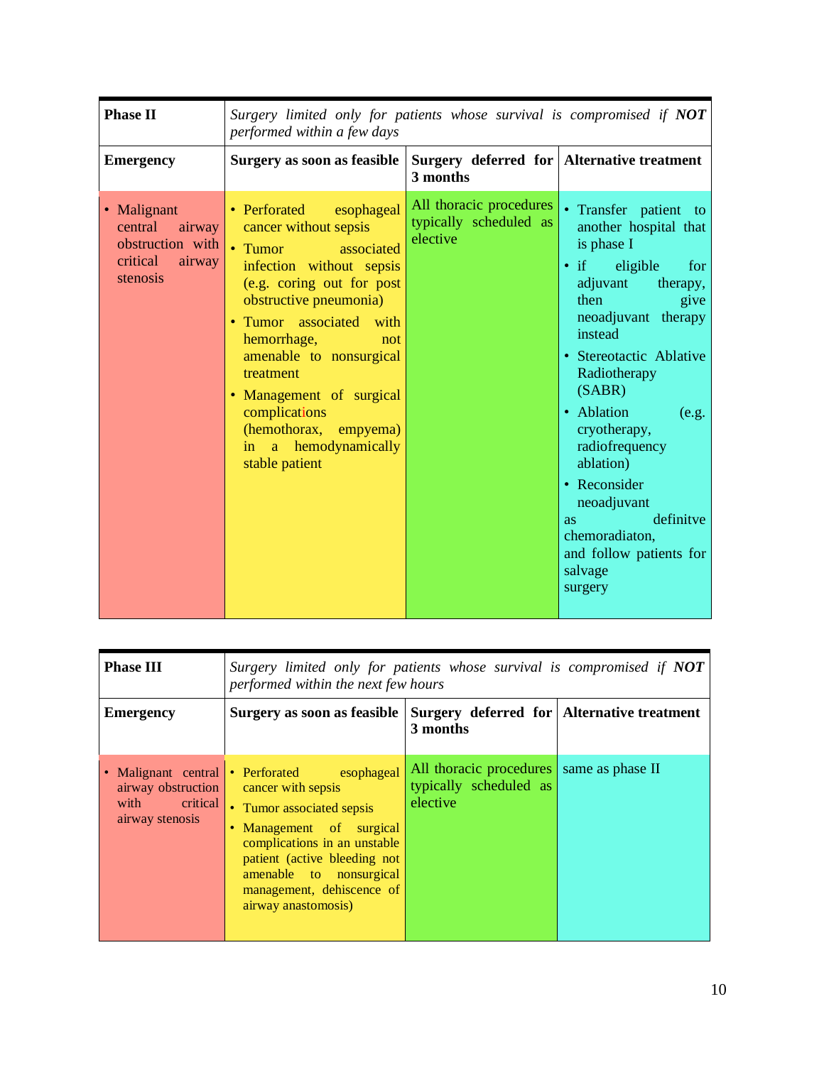| **Phase II** | *Surgery limited only for patients whose survival is compromised if **NOT** performed within a few days* | | |
|---|---|---|---|
| **Emergency** | **Surgery as soon as feasible** | **Surgery deferred for 3 months** | **Alternative treatment** |
| • Malignant central airway obstruction with critical airway stenosis | • Perforated esophageal cancer without sepsis<br>• Tumor associated infection without sepsis (e.g. coring out for post obstructive pneumonia)<br>• Tumor associated with hemorrhage, not amenable to nonsurgical treatment<br>• Management of surgical complications (hemothorax, empyema) in a hemodynamically stable patient | All thoracic procedures typically scheduled as elective | • Transfer patient to another hospital that is phase I<br>• if eligible for adjuvant therapy, then give neoadjuvant therapy instead<br>• Stereotactic Ablative Radiotherapy (SABR)<br>• Ablation (e.g. cryotherapy, radiofrequency ablation)<br>• Reconsider neoadjuvant as definitve chemoradiaton, and follow patients for salvage surgery |

| **Phase III** | *Surgery limited only for patients whose survival is compromised if **NOT** performed within the next few hours* | | |
|---|---|---|---|
| **Emergency** | **Surgery as soon as feasible** | **Surgery deferred for 3 months** | **Alternative treatment** |
| • Malignant central airway obstruction with critical airway stenosis | • Perforated esophageal cancer with sepsis<br>• Tumor associated sepsis<br>• Management of surgical complications in an unstable patient (active bleeding not amenable to nonsurgical management, dehiscence of airway anastomosis) | All thoracic procedures typically scheduled as elective | same as phase II |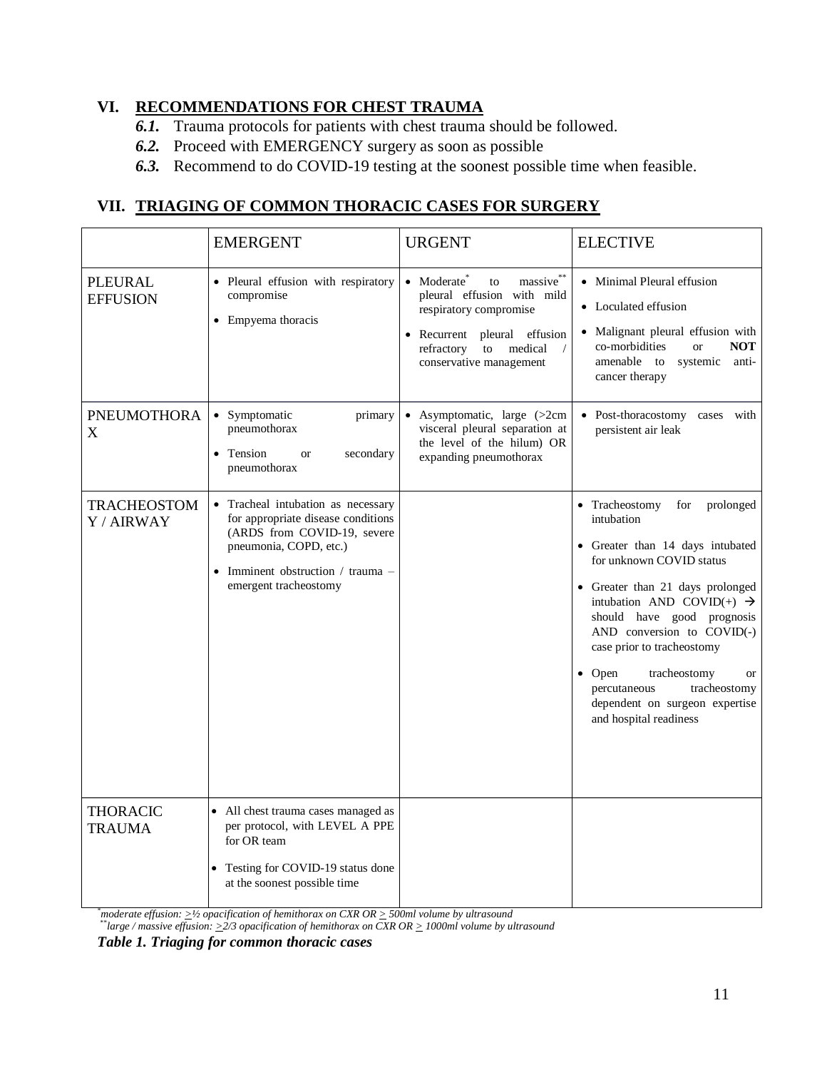## VI. RECOMMENDATIONS FOR CHEST TRAUMA

***6.1.*** Trauma protocols for patients with chest trauma should be followed.

***6.2.*** Proceed with EMERGENCY surgery as soon as possible

***6.3.*** Recommend to do COVID-19 testing at the soonest possible time when feasible.

## VII. TRIAGING OF COMMON THORACIC CASES FOR SURGERY

| | EMERGENT | URGENT | ELECTIVE |
|---|---|---|---|
| PLEURAL EFFUSION | • Pleural effusion with respiratory compromise<br>• Empyema thoracis | • Moderate* to massive** pleural effusion with mild respiratory compromise<br>• Recurrent pleural effusion refractory to medical / conservative management | • Minimal Pleural effusion<br>• Loculated effusion<br>• Malignant pleural effusion with co-morbidities or **NOT** amenable to systemic anti-cancer therapy |
| PNEUMOTHORAX | • Symptomatic primary pneumothorax<br>• Tension or secondary pneumothorax | • Asymptomatic, large (>2cm visceral pleural separation at the level of the hilum) OR expanding pneumothorax | • Post-thoracostomy cases with persistent air leak |
| TRACHEOSTOMY / AIRWAY | • Tracheal intubation as necessary for appropriate disease conditions (ARDS from COVID-19, severe pneumonia, COPD, etc.)<br>• Imminent obstruction / trauma – emergent tracheostomy | | • Tracheostomy for prolonged intubation<br>• Greater than 14 days intubated for unknown COVID status<br>• Greater than 21 days prolonged intubation AND COVID(+) → should have good prognosis AND conversion to COVID(-) case prior to tracheostomy<br>• Open tracheostomy or percutaneous tracheostomy dependent on surgeon expertise and hospital readiness |
| THORACIC TRAUMA | • All chest trauma cases managed as per protocol, with LEVEL A PPE for OR team<br>• Testing for COVID-19 status done at the soonest possible time | | |

*\*moderate effusion: ≥½ opacification of hemithorax on CXR OR ≥ 500ml volume by ultrasound*

*\*\*large / massive effusion: ≥2/3 opacification of hemithorax on CXR OR ≥ 1000ml volume by ultrasound*

***Table 1. Triaging for common thoracic cases***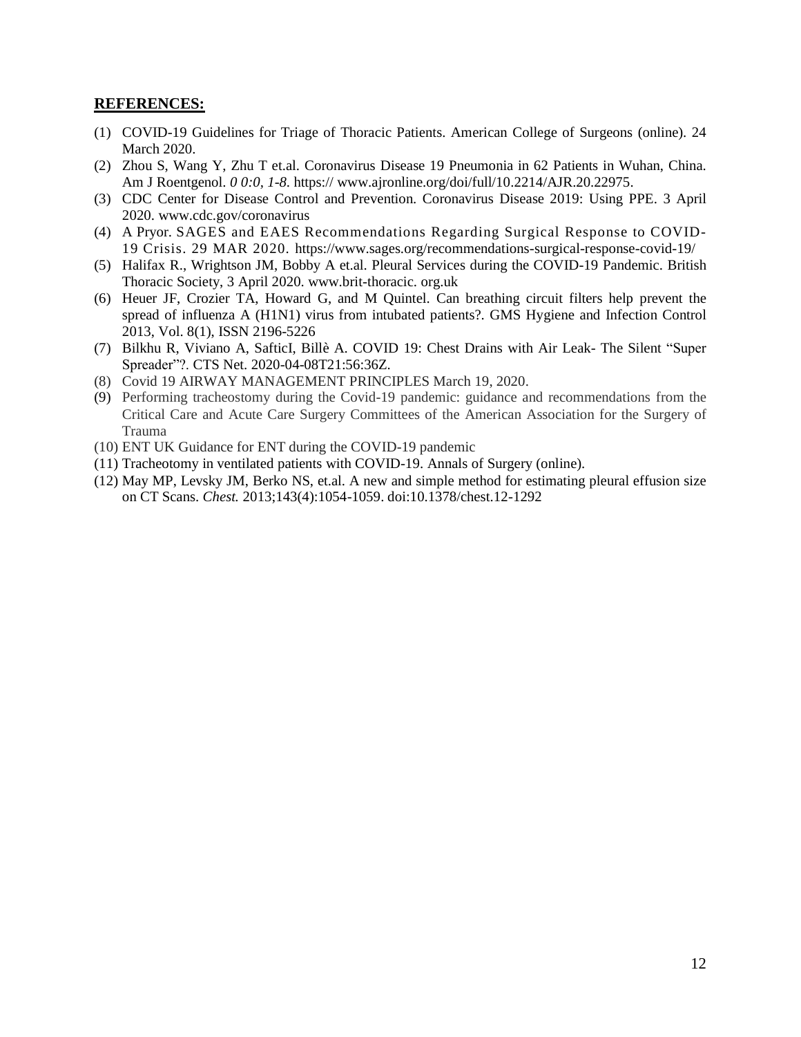**REFERENCES:**

(1) COVID-19 Guidelines for Triage of Thoracic Patients. American College of Surgeons (online). 24 March 2020.
(2) Zhou S, Wang Y, Zhu T et.al. Coronavirus Disease 19 Pneumonia in 62 Patients in Wuhan, China. Am J Roentgenol. *0 0:0, 1-8.* https:// www.ajronline.org/doi/full/10.2214/AJR.20.22975.
(3) CDC Center for Disease Control and Prevention. Coronavirus Disease 2019: Using PPE. 3 April 2020. www.cdc.gov/coronavirus
(4) A Pryor. SAGES and EAES Recommendations Regarding Surgical Response to COVID-19 Crisis. 29 MAR 2020. https://www.sages.org/recommendations-surgical-response-covid-19/
(5) Halifax R., Wrightson JM, Bobby A et.al. Pleural Services during the COVID-19 Pandemic. British Thoracic Society, 3 April 2020. www.brit-thoracic. org.uk
(6) Heuer JF, Crozier TA, Howard G, and M Quintel. Can breathing circuit filters help prevent the spread of influenza A (H1N1) virus from intubated patients?. GMS Hygiene and Infection Control 2013, Vol. 8(1), ISSN 2196-5226
(7) Bilkhu R, Viviano A, SafticI, Billè A. COVID 19: Chest Drains with Air Leak- The Silent "Super Spreader"?. CTS Net. 2020-04-08T21:56:36Z.
(8) Covid 19 AIRWAY MANAGEMENT PRINCIPLES March 19, 2020.
(9) Performing tracheostomy during the Covid-19 pandemic: guidance and recommendations from the Critical Care and Acute Care Surgery Committees of the American Association for the Surgery of Trauma
(10) ENT UK Guidance for ENT during the COVID-19 pandemic
(11) Tracheotomy in ventilated patients with COVID-19. Annals of Surgery (online).
(12) May MP, Levsky JM, Berko NS, et.al. A new and simple method for estimating pleural effusion size on CT Scans. *Chest.* 2013;143(4):1054-1059. doi:10.1378/chest.12-1292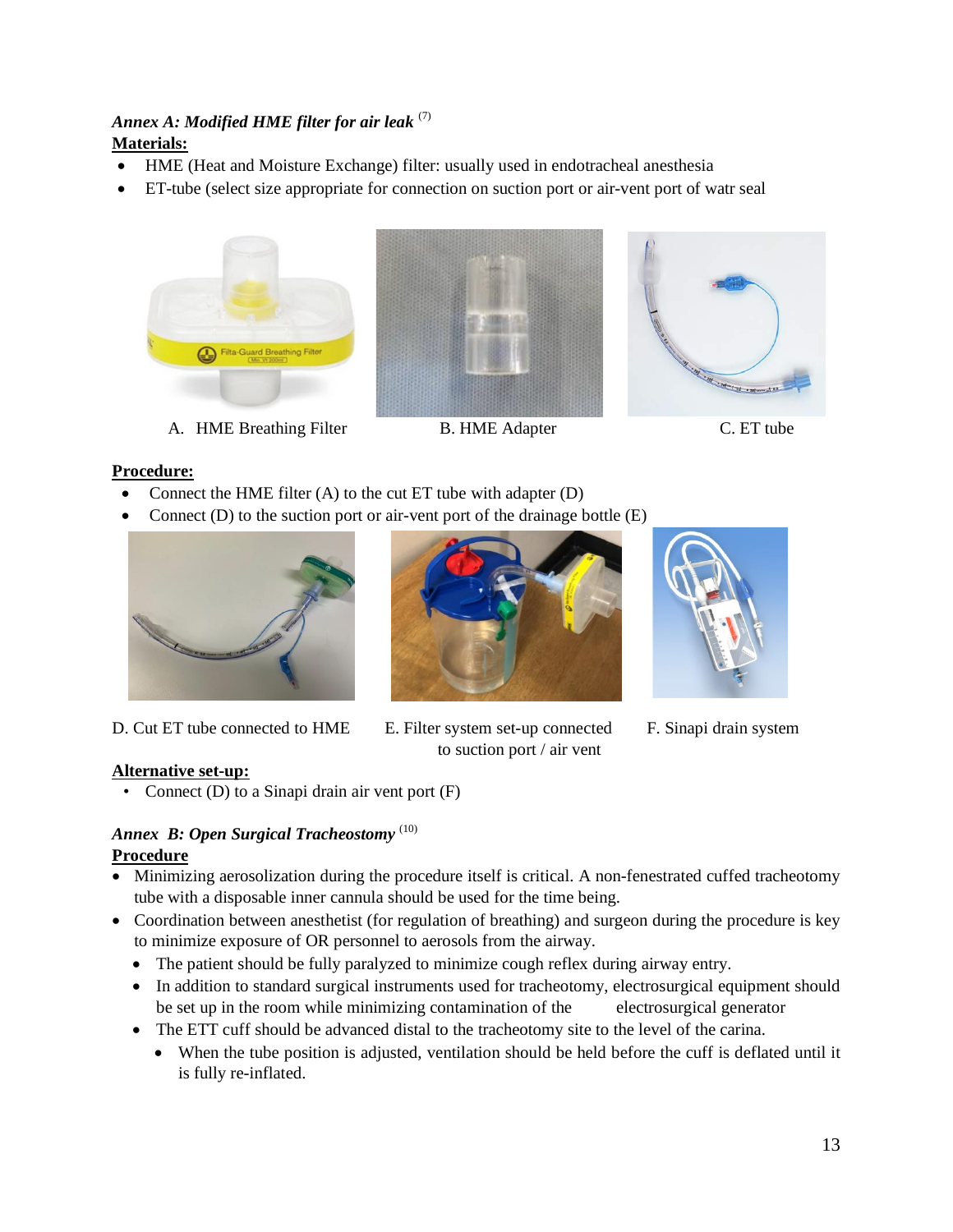*Annex A: Modified HME filter for air leak* [7]

**Materials:**

- HME (Heat and Moisture Exchange) filter: usually used in endotracheal anesthesia
- ET-tube (select size appropriate for connection on suction port or air-vent port of watr seal

A. HME Breathing Filter

B. HME Adapter

C. ET tube

**Procedure:**

- Connect the HME filter (A) to the cut ET tube with adapter (D)
- Connect (D) to the suction port or air-vent port of the drainage bottle (E)

D. Cut ET tube connected to HME

E. Filter system set-up connected to suction port / air vent

F. Sinapi drain system

**Alternative set-up:**

- Connect (D) to a Sinapi drain air vent port (F)

*Annex B: Open Surgical Tracheostomy* [10]

**Procedure**

- Minimizing aerosolization during the procedure itself is critical. A non-fenestrated cuffed tracheotomy tube with a disposable inner cannula should be used for the time being.
- Coordination between anesthetist (for regulation of breathing) and surgeon during the procedure is key to minimize exposure of OR personnel to aerosols from the airway.
  - The patient should be fully paralyzed to minimize cough reflex during airway entry.
  - In addition to standard surgical instruments used for tracheotomy, electrosurgical equipment should be set up in the room while minimizing contamination of the electrosurgical generator
  - The ETT cuff should be advanced distal to the tracheotomy site to the level of the carina.
    - When the tube position is adjusted, ventilation should be held before the cuff is deflated until it is fully re-inflated.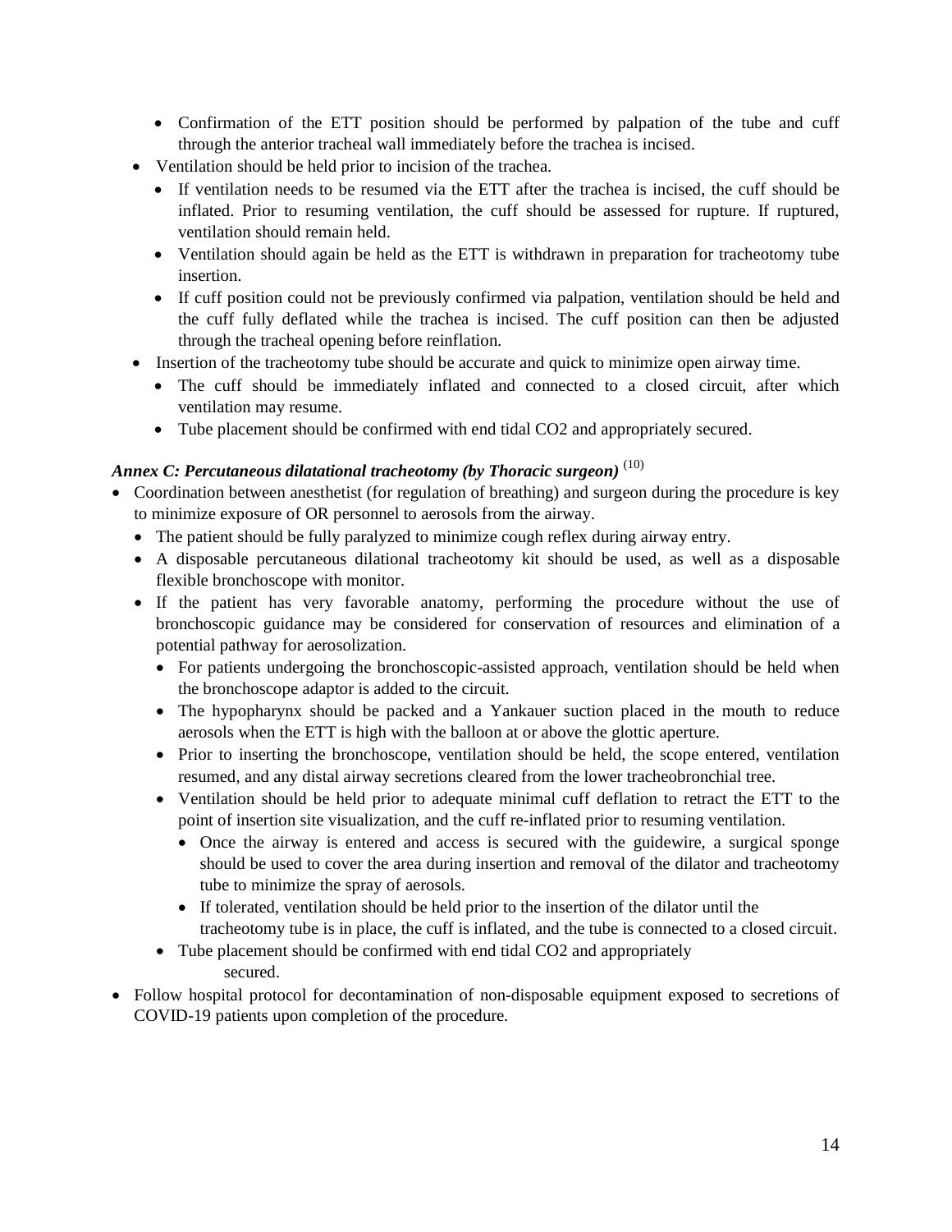- Confirmation of the ETT position should be performed by palpation of the tube and cuff through the anterior tracheal wall immediately before the trachea is incised.
- Ventilation should be held prior to incision of the trachea.
  - If ventilation needs to be resumed via the ETT after the trachea is incised, the cuff should be inflated. Prior to resuming ventilation, the cuff should be assessed for rupture. If ruptured, ventilation should remain held.
  - Ventilation should again be held as the ETT is withdrawn in preparation for tracheotomy tube insertion.
  - If cuff position could not be previously confirmed via palpation, ventilation should be held and the cuff fully deflated while the trachea is incised. The cuff position can then be adjusted through the tracheal opening before reinflation.
- Insertion of the tracheotomy tube should be accurate and quick to minimize open airway time.
  - The cuff should be immediately inflated and connected to a closed circuit, after which ventilation may resume.
  - Tube placement should be confirmed with end tidal CO2 and appropriately secured.

***Annex C: Percutaneous dilatational tracheotomy (by Thoracic surgeon)*** [10]

- Coordination between anesthetist (for regulation of breathing) and surgeon during the procedure is key to minimize exposure of OR personnel to aerosols from the airway.
  - The patient should be fully paralyzed to minimize cough reflex during airway entry.
  - A disposable percutaneous dilational tracheotomy kit should be used, as well as a disposable flexible bronchoscope with monitor.
  - If the patient has very favorable anatomy, performing the procedure without the use of bronchoscopic guidance may be considered for conservation of resources and elimination of a potential pathway for aerosolization.
    - For patients undergoing the bronchoscopic-assisted approach, ventilation should be held when the bronchoscope adaptor is added to the circuit.
    - The hypopharynx should be packed and a Yankauer suction placed in the mouth to reduce aerosols when the ETT is high with the balloon at or above the glottic aperture.
    - Prior to inserting the bronchoscope, ventilation should be held, the scope entered, ventilation resumed, and any distal airway secretions cleared from the lower tracheobronchial tree.
    - Ventilation should be held prior to adequate minimal cuff deflation to retract the ETT to the point of insertion site visualization, and the cuff re-inflated prior to resuming ventilation.
      - Once the airway is entered and access is secured with the guidewire, a surgical sponge should be used to cover the area during insertion and removal of the dilator and tracheotomy tube to minimize the spray of aerosols.
      - If tolerated, ventilation should be held prior to the insertion of the dilator until the tracheotomy tube is in place, the cuff is inflated, and the tube is connected to a closed circuit.
    - Tube placement should be confirmed with end tidal CO2 and appropriately secured.
- Follow hospital protocol for decontamination of non-disposable equipment exposed to secretions of COVID-19 patients upon completion of the procedure.